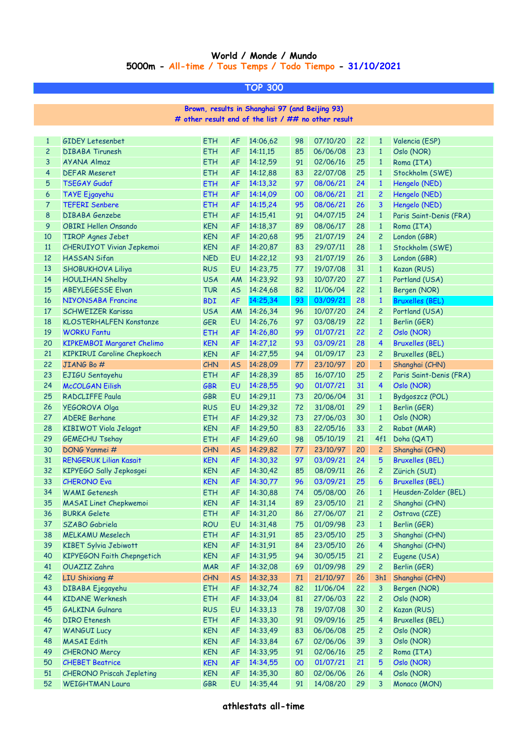# World / Monde / Mundo

## 5000m - All-time / Tous Temps / Todo Tiempo - 31/10/2021

### TOP 300

Brown, results in Shanghai 97 (and Beijing 93)
# other result end of the list / ## no other result

| | | | | | | | | | | |
|---|---|---|---|---|---|---|---|---|---|---|
| 1 | GIDEY Letesenbet | ETH | AF | 14:06,62 | 98 | 07/10/20 | 22 | 1 | Valencia (ESP) |
| 2 | DIBABA Tirunesh | ETH | AF | 14:11,15 | 85 | 06/06/08 | 23 | 1 | Oslo (NOR) |
| 3 | AYANA Almaz | ETH | AF | 14:12,59 | 91 | 02/06/16 | 25 | 1 | Roma (ITA) |
| 4 | DEFAR Meseret | ETH | AF | 14:12,88 | 83 | 22/07/08 | 25 | 1 | Stockholm (SWE) |
| 5 | TSEGAY Gudaf | ETH | AF | 14:13,32 | 97 | 08/06/21 | 24 | 1 | Hengelo (NED) |
| 6 | TAYE Ejgayehu | ETH | AF | 14:14,09 | 00 | 08/06/21 | 21 | 2 | Hengelo (NED) |
| 7 | TEFERI Senbere | ETH | AF | 14:15,24 | 95 | 08/06/21 | 26 | 3 | Hengelo (NED) |
| 8 | DIBABA Genzebe | ETH | AF | 14:15,41 | 91 | 04/07/15 | 24 | 1 | Paris Saint-Denis (FRA) |
| 9 | OBIRI Hellen Onsando | KEN | AF | 14:18,37 | 89 | 08/06/17 | 28 | 1 | Roma (ITA) |
| 10 | TIROP Agnes Jebet | KEN | AF | 14:20,68 | 95 | 21/07/19 | 24 | 2 | London (GBR) |
| 11 | CHERUIYOT Vivian Jepkemoi | KEN | AF | 14:20,87 | 83 | 29/07/11 | 28 | 1 | Stockholm (SWE) |
| 12 | HASSAN Sifan | NED | EU | 14:22,12 | 93 | 21/07/19 | 26 | 3 | London (GBR) |
| 13 | SHOBUKHOVA Liliya | RUS | EU | 14:23,75 | 77 | 19/07/08 | 31 | 1 | Kazan (RUS) |
| 14 | HOULIHAN Shelby | USA | AM | 14:23,92 | 93 | 10/07/20 | 27 | 1 | Portland (USA) |
| 15 | ABEYLEGESSE Elvan | TUR | AS | 14:24,68 | 82 | 11/06/04 | 22 | 1 | Bergen (NOR) |
| 16 | NIYONSABA Francine | BDI | AF | 14:25,34 | 93 | 03/09/21 | 28 | 1 | Bruxelles (BEL) |
| 17 | SCHWEIZER Karissa | USA | AM | 14:26,34 | 96 | 10/07/20 | 24 | 2 | Portland (USA) |
| 18 | KLOSTERHALFEN Konstanze | GER | EU | 14:26,76 | 97 | 03/08/19 | 22 | 1 | Berlin (GER) |
| 19 | WORKU Fantu | ETH | AF | 14:26,80 | 99 | 01/07/21 | 22 | 2 | Oslo (NOR) |
| 20 | KIPKEMBOI Margaret Chelimo | KEN | AF | 14:27,12 | 93 | 03/09/21 | 28 | 4 | Bruxelles (BEL) |
| 21 | KIPKIRUI Caroline Chepkoech | KEN | AF | 14:27,55 | 94 | 01/09/17 | 23 | 2 | Bruxelles (BEL) |
| 22 | JIANG Bo # | CHN | AS | 14:28,09 | 77 | 23/10/97 | 20 | 1 | Shanghai (CHN) |
| 23 | EJIGU Sentayehu | ETH | AF | 14:28,39 | 85 | 16/07/10 | 25 | 2 | Paris Saint-Denis (FRA) |
| 24 | McCOLGAN Eilish | GBR | EU | 14:28,55 | 90 | 01/07/21 | 31 | 4 | Oslo (NOR) |
| 25 | RADCLIFFE Paula | GBR | EU | 14:29,11 | 73 | 20/06/04 | 31 | 1 | Bydgoszcz (POL) |
| 26 | YEGOROVA Olga | RUS | EU | 14:29,32 | 72 | 31/08/01 | 29 | 1 | Berlin (GER) |
| 27 | ADERE Berhane | ETH | AF | 14:29,32 | 73 | 27/06/03 | 30 | 1 | Oslo (NOR) |
| 28 | KIBIWOT Viola Jelagat | KEN | AF | 14:29,50 | 83 | 22/05/16 | 33 | 2 | Rabat (MAR) |
| 29 | GEMECHU Tsehay | ETH | AF | 14:29,60 | 98 | 05/10/19 | 21 | 4f1 | Doha (QAT) |
| 30 | DONG Yanmei # | CHN | AS | 14:29,82 | 77 | 23/10/97 | 20 | 2 | Shanghai (CHN) |
| 31 | RENGERUK Lilian Kasait | KEN | AF | 14:30,32 | 97 | 03/09/21 | 24 | 5 | Bruxelles (BEL) |
| 32 | KIPYEGO Sally Jepkosgei | KEN | AF | 14:30,42 | 85 | 08/09/11 | 26 | 2 | Zürich (SUI) |
| 33 | CHERONO Eva | KEN | AF | 14:30,77 | 96 | 03/09/21 | 25 | 6 | Bruxelles (BEL) |
| 34 | WAMI Getenesh | ETH | AF | 14:30,88 | 74 | 05/08/00 | 26 | 1 | Heusden-Zolder (BEL) |
| 35 | MASAI Linet Chepkwemoi | KEN | AF | 14:31,14 | 89 | 23/05/10 | 21 | 2 | Shanghai (CHN) |
| 36 | BURKA Gelete | ETH | AF | 14:31,20 | 86 | 27/06/07 | 21 | 2 | Ostrava (CZE) |
| 37 | SZABO Gabriela | ROU | EU | 14:31,48 | 75 | 01/09/98 | 23 | 1 | Berlin (GER) |
| 38 | MELKAMU Meselech | ETH | AF | 14:31,91 | 85 | 23/05/10 | 25 | 3 | Shanghai (CHN) |
| 39 | KIBET Sylvia Jebiwott | KEN | AF | 14:31,91 | 84 | 23/05/10 | 26 | 4 | Shanghai (CHN) |
| 40 | KIPYEGON Faith Chepngetich | KEN | AF | 14:31,95 | 94 | 30/05/15 | 21 | 2 | Eugene (USA) |
| 41 | OUAZIZ Zahra | MAR | AF | 14:32,08 | 69 | 01/09/98 | 29 | 2 | Berlin (GER) |
| 42 | LIU Shixiang # | CHN | AS | 14:32,33 | 71 | 21/10/97 | 26 | 3h1 | Shanghai (CHN) |
| 43 | DIBABA Ejegayehu | ETH | AF | 14:32,74 | 82 | 11/06/04 | 22 | 3 | Bergen (NOR) |
| 44 | KIDANE Werknesh | ETH | AF | 14:33,04 | 81 | 27/06/03 | 22 | 2 | Oslo (NOR) |
| 45 | GALKINA Gulnara | RUS | EU | 14:33,13 | 78 | 19/07/08 | 30 | 2 | Kazan (RUS) |
| 46 | DIRO Etenesh | ETH | AF | 14:33,30 | 91 | 09/09/16 | 25 | 4 | Bruxelles (BEL) |
| 47 | WANGUI Lucy | KEN | AF | 14:33,49 | 83 | 06/06/08 | 25 | 2 | Oslo (NOR) |
| 48 | MASAI Edith | KEN | AF | 14:33,84 | 67 | 02/06/06 | 39 | 3 | Oslo (NOR) |
| 49 | CHERONO Mercy | KEN | AF | 14:33,95 | 91 | 02/06/16 | 25 | 2 | Roma (ITA) |
| 50 | CHEBET Beatrice | KEN | AF | 14:34,55 | 00 | 01/07/21 | 21 | 5 | Oslo (NOR) |
| 51 | CHERONO Priscah Jepleting | KEN | AF | 14:35,30 | 80 | 02/06/06 | 26 | 4 | Oslo (NOR) |
| 52 | WEIGHTMAN Laura | GBR | EU | 14:35,44 | 91 | 14/08/20 | 29 | 3 | Monaco (MON) |

athlestats all-time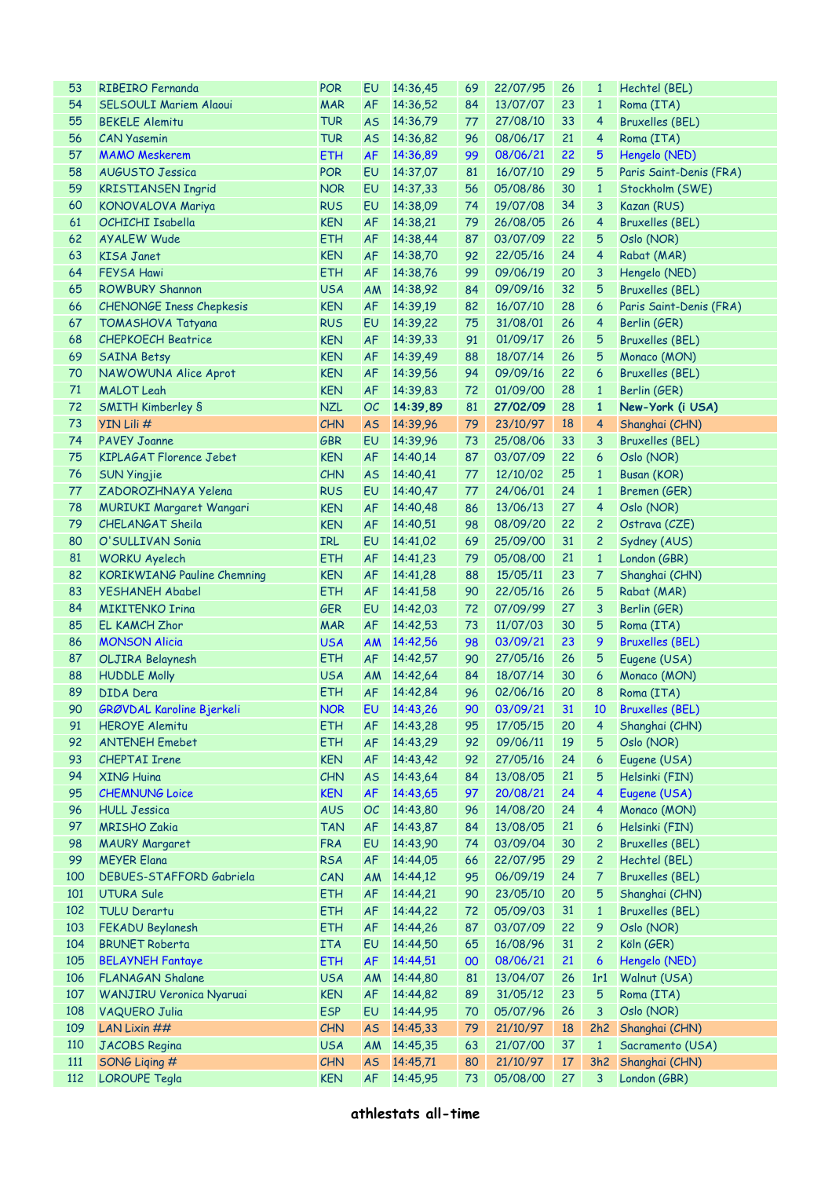| 53 | RIBEIRO Fernanda | POR | EU | 14:36,45 | 69 | 22/07/95 | 26 | 1 | Hechtel (BEL) |
|---|---|---|---|---|---|---|---|---|---|
| 54 | SELSOULI Mariem Alaoui | MAR | AF | 14:36,52 | 84 | 13/07/07 | 23 | 1 | Roma (ITA) |
| 55 | BEKELE Alemitu | TUR | AS | 14:36,79 | 77 | 27/08/10 | 33 | 4 | Bruxelles (BEL) |
| 56 | CAN Yasemin | TUR | AS | 14:36,82 | 96 | 08/06/17 | 21 | 4 | Roma (ITA) |
| 57 | MAMO Meskerem | ETH | AF | 14:36,89 | 99 | 08/06/21 | 22 | 5 | Hengelo (NED) |
| 58 | AUGUSTO Jessica | POR | EU | 14:37,07 | 81 | 16/07/10 | 29 | 5 | Paris Saint-Denis (FRA) |
| 59 | KRISTIANSEN Ingrid | NOR | EU | 14:37,33 | 56 | 05/08/86 | 30 | 1 | Stockholm (SWE) |
| 60 | KONOVALOVA Mariya | RUS | EU | 14:38,09 | 74 | 19/07/08 | 34 | 3 | Kazan (RUS) |
| 61 | OCHICHI Isabella | KEN | AF | 14:38,21 | 79 | 26/08/05 | 26 | 4 | Bruxelles (BEL) |
| 62 | AYALEW Wude | ETH | AF | 14:38,44 | 87 | 03/07/09 | 22 | 5 | Oslo (NOR) |
| 63 | KISA Janet | KEN | AF | 14:38,70 | 92 | 22/05/16 | 24 | 4 | Rabat (MAR) |
| 64 | FEYSA Hawi | ETH | AF | 14:38,76 | 99 | 09/06/19 | 20 | 3 | Hengelo (NED) |
| 65 | ROWBURY Shannon | USA | AM | 14:38,92 | 84 | 09/09/16 | 32 | 5 | Bruxelles (BEL) |
| 66 | CHENONGE Iness Chepkesis | KEN | AF | 14:39,19 | 82 | 16/07/10 | 28 | 6 | Paris Saint-Denis (FRA) |
| 67 | TOMASHOVA Tatyana | RUS | EU | 14:39,22 | 75 | 31/08/01 | 26 | 4 | Berlin (GER) |
| 68 | CHEPKOECH Beatrice | KEN | AF | 14:39,33 | 91 | 01/09/17 | 26 | 5 | Bruxelles (BEL) |
| 69 | SAINA Betsy | KEN | AF | 14:39,49 | 88 | 18/07/14 | 26 | 5 | Monaco (MON) |
| 70 | NAWOWUNA Alice Aprot | KEN | AF | 14:39,56 | 94 | 09/09/16 | 22 | 6 | Bruxelles (BEL) |
| 71 | MALOT Leah | KEN | AF | 14:39,83 | 72 | 01/09/00 | 28 | 1 | Berlin (GER) |
| 72 | SMITH Kimberley § | NZL | OC | **14:39,89** | 81 | **27/02/09** | 28 | **1** | **New-York (i USA)** |
| 73 | YIN Lili # | CHN | AS | 14:39,96 | 79 | 23/10/97 | 18 | 4 | Shanghai (CHN) |
| 74 | PAVEY Joanne | GBR | EU | 14:39,96 | 73 | 25/08/06 | 33 | 3 | Bruxelles (BEL) |
| 75 | KIPLAGAT Florence Jebet | KEN | AF | 14:40,14 | 87 | 03/07/09 | 22 | 6 | Oslo (NOR) |
| 76 | SUN Yingjie | CHN | AS | 14:40,41 | 77 | 12/10/02 | 25 | 1 | Busan (KOR) |
| 77 | ZADOROZHNAYA Yelena | RUS | EU | 14:40,47 | 77 | 24/06/01 | 24 | 1 | Bremen (GER) |
| 78 | MURIUKI Margaret Wangari | KEN | AF | 14:40,48 | 86 | 13/06/13 | 27 | 4 | Oslo (NOR) |
| 79 | CHELANGAT Sheila | KEN | AF | 14:40,51 | 98 | 08/09/20 | 22 | 2 | Ostrava (CZE) |
| 80 | O'SULLIVAN Sonia | IRL | EU | 14:41,02 | 69 | 25/09/00 | 31 | 2 | Sydney (AUS) |
| 81 | WORKU Ayelech | ETH | AF | 14:41,23 | 79 | 05/08/00 | 21 | 1 | London (GBR) |
| 82 | KORIKWIANG Pauline Chemning | KEN | AF | 14:41,28 | 88 | 15/05/11 | 23 | 7 | Shanghai (CHN) |
| 83 | YESHANEH Ababel | ETH | AF | 14:41,58 | 90 | 22/05/16 | 26 | 5 | Rabat (MAR) |
| 84 | MIKITENKO Irina | GER | EU | 14:42,03 | 72 | 07/09/99 | 27 | 3 | Berlin (GER) |
| 85 | EL KAMCH Zhor | MAR | AF | 14:42,53 | 73 | 11/07/03 | 30 | 5 | Roma (ITA) |
| 86 | MONSON Alicia | USA | AM | 14:42,56 | 98 | 03/09/21 | 23 | 9 | Bruxelles (BEL) |
| 87 | OLJIRA Belaynesh | ETH | AF | 14:42,57 | 90 | 27/05/16 | 26 | 5 | Eugene (USA) |
| 88 | HUDDLE Molly | USA | AM | 14:42,64 | 84 | 18/07/14 | 30 | 6 | Monaco (MON) |
| 89 | DIDA Dera | ETH | AF | 14:42,84 | 96 | 02/06/16 | 20 | 8 | Roma (ITA) |
| 90 | GRØVDAL Karoline Bjerkeli | NOR | EU | 14:43,26 | 90 | 03/09/21 | 31 | 10 | Bruxelles (BEL) |
| 91 | HEROYE Alemitu | ETH | AF | 14:43,28 | 95 | 17/05/15 | 20 | 4 | Shanghai (CHN) |
| 92 | ANTENEH Emebet | ETH | AF | 14:43,29 | 92 | 09/06/11 | 19 | 5 | Oslo (NOR) |
| 93 | CHEPTAI Irene | KEN | AF | 14:43,42 | 92 | 27/05/16 | 24 | 6 | Eugene (USA) |
| 94 | XING Huina | CHN | AS | 14:43,64 | 84 | 13/08/05 | 21 | 5 | Helsinki (FIN) |
| 95 | CHEMNUNG Loice | KEN | AF | 14:43,65 | 97 | 20/08/21 | 24 | 4 | Eugene (USA) |
| 96 | HULL Jessica | AUS | OC | 14:43,80 | 96 | 14/08/20 | 24 | 4 | Monaco (MON) |
| 97 | MRISHO Zakia | TAN | AF | 14:43,87 | 84 | 13/08/05 | 21 | 6 | Helsinki (FIN) |
| 98 | MAURY Margaret | FRA | EU | 14:43,90 | 74 | 03/09/04 | 30 | 2 | Bruxelles (BEL) |
| 99 | MEYER Elana | RSA | AF | 14:44,05 | 66 | 22/07/95 | 29 | 2 | Hechtel (BEL) |
| 100 | DEBUES-STAFFORD Gabriela | CAN | AM | 14:44,12 | 95 | 06/09/19 | 24 | 7 | Bruxelles (BEL) |
| 101 | UTURA Sule | ETH | AF | 14:44,21 | 90 | 23/05/10 | 20 | 5 | Shanghai (CHN) |
| 102 | TULU Derartu | ETH | AF | 14:44,22 | 72 | 05/09/03 | 31 | 1 | Bruxelles (BEL) |
| 103 | FEKADU Beylanesh | ETH | AF | 14:44,26 | 87 | 03/07/09 | 22 | 9 | Oslo (NOR) |
| 104 | BRUNET Roberta | ITA | EU | 14:44,50 | 65 | 16/08/96 | 31 | 2 | Köln (GER) |
| 105 | BELAYNEH Fantaye | ETH | AF | 14:44,51 | 00 | 08/06/21 | 21 | 6 | Hengelo (NED) |
| 106 | FLANAGAN Shalane | USA | AM | 14:44,80 | 81 | 13/04/07 | 26 | 1r1 | Walnut (USA) |
| 107 | WANJIRU Veronica Nyaruai | KEN | AF | 14:44,82 | 89 | 31/05/12 | 23 | 5 | Roma (ITA) |
| 108 | VAQUERO Julia | ESP | EU | 14:44,95 | 70 | 05/07/96 | 26 | 3 | Oslo (NOR) |
| 109 | LAN Lixin ## | CHN | AS | 14:45,33 | 79 | 21/10/97 | 18 | 2h2 | Shanghai (CHN) |
| 110 | JACOBS Regina | USA | AM | 14:45,35 | 63 | 21/07/00 | 37 | 1 | Sacramento (USA) |
| 111 | SONG Liqing # | CHN | AS | 14:45,71 | 80 | 21/10/97 | 17 | 3h2 | Shanghai (CHN) |
| 112 | LOROUPE Tegla | KEN | AF | 14:45,95 | 73 | 05/08/00 | 27 | 3 | London (GBR) |

**athlestats all-time**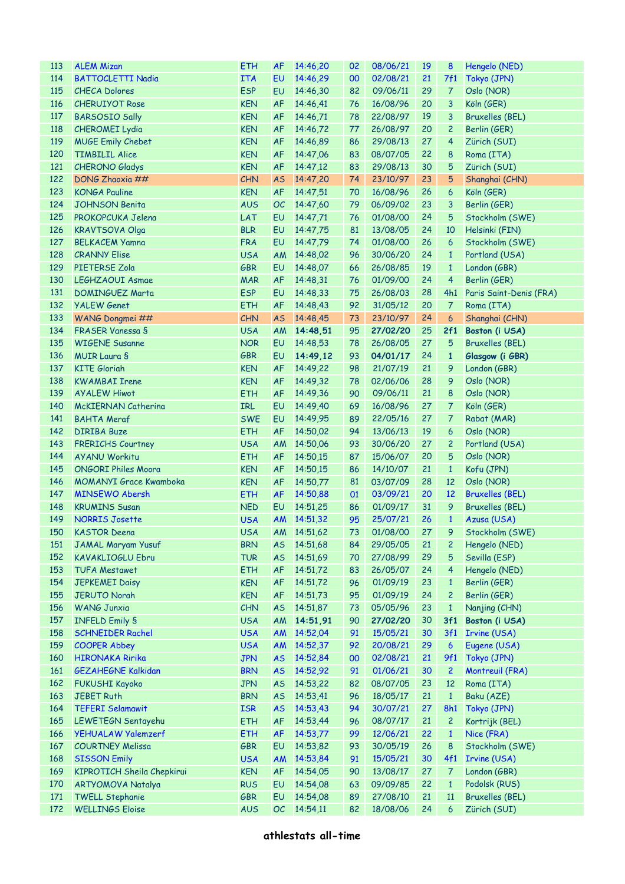| | | | | | | | | | |
|---|---|---|---|---|---|---|---|---|---|
| 113 | ALEM Mizan | ETH | AF | 14:46,20 | 02 | 08/06/21 | 19 | 8 | Hengelo (NED) |
| 114 | BATTOCLETTI Nadia | ITA | EU | 14:46,29 | 00 | 02/08/21 | 21 | 7f1 | Tokyo (JPN) |
| 115 | CHECA Dolores | ESP | EU | 14:46,30 | 82 | 09/06/11 | 29 | 7 | Oslo (NOR) |
| 116 | CHERUIYOT Rose | KEN | AF | 14:46,41 | 76 | 16/08/96 | 20 | 3 | Köln (GER) |
| 117 | BARSOSIO Sally | KEN | AF | 14:46,71 | 78 | 22/08/97 | 19 | 3 | Bruxelles (BEL) |
| 118 | CHEROMEI Lydia | KEN | AF | 14:46,72 | 77 | 26/08/97 | 20 | 2 | Berlin (GER) |
| 119 | MUGE Emily Chebet | KEN | AF | 14:46,89 | 86 | 29/08/13 | 27 | 4 | Zürich (SUI) |
| 120 | TIMBILIL Alice | KEN | AF | 14:47,06 | 83 | 08/07/05 | 22 | 8 | Roma (ITA) |
| 121 | CHERONO Gladys | KEN | AF | 14:47,12 | 83 | 29/08/13 | 30 | 5 | Zürich (SUI) |
| 122 | DONG Zhaoxia ## | CHN | AS | 14:47,20 | 74 | 23/10/97 | 23 | 5 | Shanghai (CHN) |
| 123 | KONGA Pauline | KEN | AF | 14:47,51 | 70 | 16/08/96 | 26 | 6 | Köln (GER) |
| 124 | JOHNSON Benita | AUS | OC | 14:47,60 | 79 | 06/09/02 | 23 | 3 | Berlin (GER) |
| 125 | PROKOPCUKA Jelena | LAT | EU | 14:47,71 | 76 | 01/08/00 | 24 | 5 | Stockholm (SWE) |
| 126 | KRAVTSOVA Olga | BLR | EU | 14:47,75 | 81 | 13/08/05 | 24 | 10 | Helsinki (FIN) |
| 127 | BELKACEM Yamna | FRA | EU | 14:47,79 | 74 | 01/08/00 | 26 | 6 | Stockholm (SWE) |
| 128 | CRANNY Elise | USA | AM | 14:48,02 | 96 | 30/06/20 | 24 | 1 | Portland (USA) |
| 129 | PIETERSE Zola | GBR | EU | 14:48,07 | 66 | 26/08/85 | 19 | 1 | London (GBR) |
| 130 | LEGHZAOUI Asmae | MAR | AF | 14:48,31 | 76 | 01/09/00 | 24 | 4 | Berlin (GER) |
| 131 | DOMINGUEZ Marta | ESP | EU | 14:48,33 | 75 | 26/08/03 | 28 | 4h1 | Paris Saint-Denis (FRA) |
| 132 | YALEW Genet | ETH | AF | 14:48,43 | 92 | 31/05/12 | 20 | 7 | Roma (ITA) |
| 133 | WANG Dongmei ## | CHN | AS | 14:48,45 | 73 | 23/10/97 | 24 | 6 | Shanghai (CHN) |
| 134 | FRASER Vanessa § | USA | AM | **14:48,51** | 95 | **27/02/20** | 25 | **2f1** | **Boston (i USA)** |
| 135 | WIGENE Susanne | NOR | EU | 14:48,53 | 78 | 26/08/05 | 27 | 5 | Bruxelles (BEL) |
| 136 | MUIR Laura § | GBR | EU | **14:49,12** | 93 | **04/01/17** | 24 | **1** | **Glasgow (i GBR)** |
| 137 | KITE Gloriah | KEN | AF | 14:49,22 | 98 | 21/07/19 | 21 | 9 | London (GBR) |
| 138 | KWAMBAI Irene | KEN | AF | 14:49,32 | 78 | 02/06/06 | 28 | 9 | Oslo (NOR) |
| 139 | AYALEW Hiwot | ETH | AF | 14:49,36 | 90 | 09/06/11 | 21 | 8 | Oslo (NOR) |
| 140 | McKIERNAN Catherina | IRL | EU | 14:49,40 | 69 | 16/08/96 | 27 | 7 | Köln (GER) |
| 141 | BAHTA Meraf | SWE | EU | 14:49,95 | 89 | 22/05/16 | 27 | 7 | Rabat (MAR) |
| 142 | DIRIBA Buze | ETH | AF | 14:50,02 | 94 | 13/06/13 | 19 | 6 | Oslo (NOR) |
| 143 | FRERICHS Courtney | USA | AM | 14:50,06 | 93 | 30/06/20 | 27 | 2 | Portland (USA) |
| 144 | AYANU Workitu | ETH | AF | 14:50,15 | 87 | 15/06/07 | 20 | 5 | Oslo (NOR) |
| 145 | ONGORI Philes Moora | KEN | AF | 14:50,15 | 86 | 14/10/07 | 21 | 1 | Kofu (JPN) |
| 146 | MOMANYI Grace Kwamboka | KEN | AF | 14:50,77 | 81 | 03/07/09 | 28 | 12 | Oslo (NOR) |
| 147 | MINSEWO Abersh | ETH | AF | 14:50,88 | 01 | 03/09/21 | 20 | 12 | Bruxelles (BEL) |
| 148 | KRUMINS Susan | NED | EU | 14:51,25 | 86 | 01/09/17 | 31 | 9 | Bruxelles (BEL) |
| 149 | NORRIS Josette | USA | AM | 14:51,32 | 95 | 25/07/21 | 26 | 1 | Azusa (USA) |
| 150 | KASTOR Deena | USA | AM | 14:51,62 | 73 | 01/08/00 | 27 | 9 | Stockholm (SWE) |
| 151 | JAMAL Maryam Yusuf | BRN | AS | 14:51,68 | 84 | 29/05/05 | 21 | 2 | Hengelo (NED) |
| 152 | KAVAKLIOGLU Ebru | TUR | AS | 14:51,69 | 70 | 27/08/99 | 29 | 5 | Sevilla (ESP) |
| 153 | TUFA Mestawet | ETH | AF | 14:51,72 | 83 | 26/05/07 | 24 | 4 | Hengelo (NED) |
| 154 | JEPKEMEI Daisy | KEN | AF | 14:51,72 | 96 | 01/09/19 | 23 | 1 | Berlin (GER) |
| 155 | JERUTO Norah | KEN | AF | 14:51,73 | 95 | 01/09/19 | 24 | 2 | Berlin (GER) |
| 156 | WANG Junxia | CHN | AS | 14:51,87 | 73 | 05/05/96 | 23 | 1 | Nanjing (CHN) |
| 157 | INFELD Emily § | USA | AM | **14:51,91** | 90 | **27/02/20** | 30 | **3f1** | **Boston (i USA)** |
| 158 | SCHNEIDER Rachel | USA | AM | 14:52,04 | 91 | 15/05/21 | 30 | 3f1 | Irvine (USA) |
| 159 | COOPER Abbey | USA | AM | 14:52,37 | 92 | 20/08/21 | 29 | 6 | Eugene (USA) |
| 160 | HIRONAKA Ririka | JPN | AS | 14:52,84 | 00 | 02/08/21 | 21 | 9f1 | Tokyo (JPN) |
| 161 | GEZAHEGNE Kalkidan | BRN | AS | 14:52,92 | 91 | 01/06/21 | 30 | 2 | Montreuil (FRA) |
| 162 | FUKUSHI Kayoko | JPN | AS | 14:53,22 | 82 | 08/07/05 | 23 | 12 | Roma (ITA) |
| 163 | JEBET Ruth | BRN | AS | 14:53,41 | 96 | 18/05/17 | 21 | 1 | Baku (AZE) |
| 164 | TEFERI Selamawit | ISR | AS | 14:53,43 | 94 | 30/07/21 | 27 | 8h1 | Tokyo (JPN) |
| 165 | LEWETEGN Sentayehu | ETH | AF | 14:53,44 | 96 | 08/07/17 | 21 | 2 | Kortrijk (BEL) |
| 166 | YEHUALAW Yalemzerf | ETH | AF | 14:53,77 | 99 | 12/06/21 | 22 | 1 | Nice (FRA) |
| 167 | COURTNEY Melissa | GBR | EU | 14:53,82 | 93 | 30/05/19 | 26 | 8 | Stockholm (SWE) |
| 168 | SISSON Emily | USA | AM | 14:53,84 | 91 | 15/05/21 | 30 | 4f1 | Irvine (USA) |
| 169 | KIPROTICH Sheila Chepkirui | KEN | AF | 14:54,05 | 90 | 13/08/17 | 27 | 7 | London (GBR) |
| 170 | ARTYOMOVA Natalya | RUS | EU | 14:54,08 | 63 | 09/09/85 | 22 | 1 | Podolsk (RUS) |
| 171 | TWELL Stephanie | GBR | EU | 14:54,08 | 89 | 27/08/10 | 21 | 11 | Bruxelles (BEL) |
| 172 | WELLINGS Eloise | AUS | OC | 14:54,11 | 82 | 18/08/06 | 24 | 6 | Zürich (SUI) |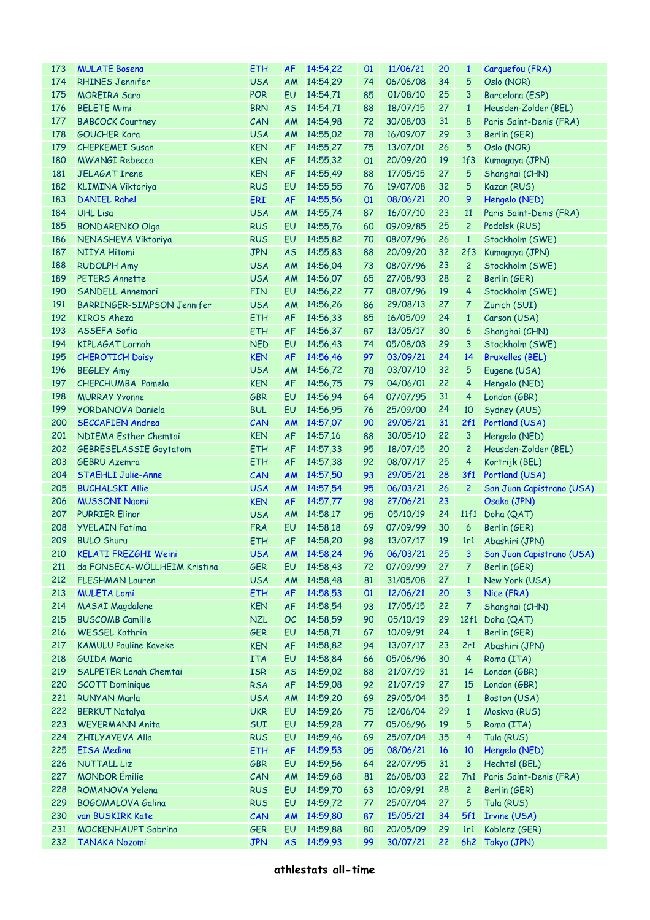| | | | | | | | | | |
|---|---|---|---|---|---|---|---|---|---|
| 173 | MULATE Bosena | ETH | AF | 14:54,22 | 01 | 11/06/21 | 20 | 1 | Carquefou (FRA) |
| 174 | RHINES Jennifer | USA | AM | 14:54,29 | 74 | 06/06/08 | 34 | 5 | Oslo (NOR) |
| 175 | MOREIRA Sara | POR | EU | 14:54,71 | 85 | 01/08/10 | 25 | 3 | Barcelona (ESP) |
| 176 | BELETE Mimi | BRN | AS | 14:54,71 | 88 | 18/07/15 | 27 | 1 | Heusden-Zolder (BEL) |
| 177 | BABCOCK Courtney | CAN | AM | 14:54,98 | 72 | 30/08/03 | 31 | 8 | Paris Saint-Denis (FRA) |
| 178 | GOUCHER Kara | USA | AM | 14:55,02 | 78 | 16/09/07 | 29 | 3 | Berlin (GER) |
| 179 | CHEPKEMEI Susan | KEN | AF | 14:55,27 | 75 | 13/07/01 | 26 | 5 | Oslo (NOR) |
| 180 | MWANGI Rebecca | KEN | AF | 14:55,32 | 01 | 20/09/20 | 19 | 1f3 | Kumagaya (JPN) |
| 181 | JELAGAT Irene | KEN | AF | 14:55,49 | 88 | 17/05/15 | 27 | 5 | Shanghai (CHN) |
| 182 | KLIMINA Viktoriya | RUS | EU | 14:55,55 | 76 | 19/07/08 | 32 | 5 | Kazan (RUS) |
| 183 | DANIEL Rahel | ERI | AF | 14:55,56 | 01 | 08/06/21 | 20 | 9 | Hengelo (NED) |
| 184 | UHL Lisa | USA | AM | 14:55,74 | 87 | 16/07/10 | 23 | 11 | Paris Saint-Denis (FRA) |
| 185 | BONDARENKO Olga | RUS | EU | 14:55,76 | 60 | 09/09/85 | 25 | 2 | Podolsk (RUS) |
| 186 | NENASHEVA Viktoriya | RUS | EU | 14:55,82 | 70 | 08/07/96 | 26 | 1 | Stockholm (SWE) |
| 187 | NIIYA Hitomi | JPN | AS | 14:55,83 | 88 | 20/09/20 | 32 | 2f3 | Kumagaya (JPN) |
| 188 | RUDOLPH Amy | USA | AM | 14:56,04 | 73 | 08/07/96 | 23 | 2 | Stockholm (SWE) |
| 189 | PETERS Annette | USA | AM | 14:56,07 | 65 | 27/08/93 | 28 | 2 | Berlin (GER) |
| 190 | SANDELL Annemari | FIN | EU | 14:56,22 | 77 | 08/07/96 | 19 | 4 | Stockholm (SWE) |
| 191 | BARRINGER-SIMPSON Jennifer | USA | AM | 14:56,26 | 86 | 29/08/13 | 27 | 7 | Zürich (SUI) |
| 192 | KIROS Aheza | ETH | AF | 14:56,33 | 85 | 16/05/09 | 24 | 1 | Carson (USA) |
| 193 | ASSEFA Sofia | ETH | AF | 14:56,37 | 87 | 13/05/17 | 30 | 6 | Shanghai (CHN) |
| 194 | KIPLAGAT Lornah | NED | EU | 14:56,43 | 74 | 05/08/03 | 29 | 3 | Stockholm (SWE) |
| 195 | CHEROTICH Daisy | KEN | AF | 14:56,46 | 97 | 03/09/21 | 24 | 14 | Bruxelles (BEL) |
| 196 | BEGLEY Amy | USA | AM | 14:56,72 | 78 | 03/07/10 | 32 | 5 | Eugene (USA) |
| 197 | CHEPCHUMBA Pamela | KEN | AF | 14:56,75 | 79 | 04/06/01 | 22 | 4 | Hengelo (NED) |
| 198 | MURRAY Yvonne | GBR | EU | 14:56,94 | 64 | 07/07/95 | 31 | 4 | London (GBR) |
| 199 | YORDANOVA Daniela | BUL | EU | 14:56,95 | 76 | 25/09/00 | 24 | 10 | Sydney (AUS) |
| 200 | SECCAFIEN Andrea | CAN | AM | 14:57,07 | 90 | 29/05/21 | 31 | 2f1 | Portland (USA) |
| 201 | NDIEMA Esther Chemtai | KEN | AF | 14:57,16 | 88 | 30/05/10 | 22 | 3 | Hengelo (NED) |
| 202 | GEBRESELASSIE Goytatom | ETH | AF | 14:57,33 | 95 | 18/07/15 | 20 | 2 | Heusden-Zolder (BEL) |
| 203 | GEBRU Azemra | ETH | AF | 14:57,38 | 92 | 08/07/17 | 25 | 4 | Kortrijk (BEL) |
| 204 | STAEHLI Julie-Anne | CAN | AM | 14:57,50 | 93 | 29/05/21 | 28 | 3f1 | Portland (USA) |
| 205 | BUCHALSKI Allie | USA | AM | 14:57,54 | 95 | 06/03/21 | 26 | 2 | San Juan Capistrano (USA) |
| 206 | MUSSONI Naomi | KEN | AF | 14:57,77 | 98 | 27/06/21 | 23 | | Osaka (JPN) |
| 207 | PURRIER Elinor | USA | AM | 14:58,17 | 95 | 05/10/19 | 24 | 11f1 | Doha (QAT) |
| 208 | YVELAIN Fatima | FRA | EU | 14:58,18 | 69 | 07/09/99 | 30 | 6 | Berlin (GER) |
| 209 | BULO Shuru | ETH | AF | 14:58,20 | 98 | 13/07/17 | 19 | 1r1 | Abashiri (JPN) |
| 210 | KELATI FREZGHI Weini | USA | AM | 14:58,24 | 96 | 06/03/21 | 25 | 3 | San Juan Capistrano (USA) |
| 211 | da FONSECA-WÖLLHEIM Kristina | GER | EU | 14:58,43 | 72 | 07/09/99 | 27 | 7 | Berlin (GER) |
| 212 | FLESHMAN Lauren | USA | AM | 14:58,48 | 81 | 31/05/08 | 27 | 1 | New York (USA) |
| 213 | MULETA Lomi | ETH | AF | 14:58,53 | 01 | 12/06/21 | 20 | 3 | Nice (FRA) |
| 214 | MASAI Magdalene | KEN | AF | 14:58,54 | 93 | 17/05/15 | 22 | 7 | Shanghai (CHN) |
| 215 | BUSCOMB Camille | NZL | OC | 14:58,59 | 90 | 05/10/19 | 29 | 12f1 | Doha (QAT) |
| 216 | WESSEL Kathrin | GER | EU | 14:58,71 | 67 | 10/09/91 | 24 | 1 | Berlin (GER) |
| 217 | KAMULU Pauline Kaveke | KEN | AF | 14:58,82 | 94 | 13/07/17 | 23 | 2r1 | Abashiri (JPN) |
| 218 | GUIDA Maria | ITA | EU | 14:58,84 | 66 | 05/06/96 | 30 | 4 | Roma (ITA) |
| 219 | SALPETER Lonah Chemtai | ISR | AS | 14:59,02 | 88 | 21/07/19 | 31 | 14 | London (GBR) |
| 220 | SCOTT Dominique | RSA | AF | 14:59,08 | 92 | 21/07/19 | 27 | 15 | London (GBR) |
| 221 | RUNYAN Marla | USA | AM | 14:59,20 | 69 | 29/05/04 | 35 | 1 | Boston (USA) |
| 222 | BERKUT Natalya | UKR | EU | 14:59,26 | 75 | 12/06/04 | 29 | 1 | Moskva (RUS) |
| 223 | WEYERMANN Anita | SUI | EU | 14:59,28 | 77 | 05/06/96 | 19 | 5 | Roma (ITA) |
| 224 | ZHILYAYEVA Alla | RUS | EU | 14:59,46 | 69 | 25/07/04 | 35 | 4 | Tula (RUS) |
| 225 | EISA Medina | ETH | AF | 14:59,53 | 05 | 08/06/21 | 16 | 10 | Hengelo (NED) |
| 226 | NUTTALL Liz | GBR | EU | 14:59,56 | 64 | 22/07/95 | 31 | 3 | Hechtel (BEL) |
| 227 | MONDOR Émilie | CAN | AM | 14:59,68 | 81 | 26/08/03 | 22 | 7h1 | Paris Saint-Denis (FRA) |
| 228 | ROMANOVA Yelena | RUS | EU | 14:59,70 | 63 | 10/09/91 | 28 | 2 | Berlin (GER) |
| 229 | BOGOMALOVA Galina | RUS | EU | 14:59,72 | 77 | 25/07/04 | 27 | 5 | Tula (RUS) |
| 230 | van BUSKIRK Kate | CAN | AM | 14:59,80 | 87 | 15/05/21 | 34 | 5f1 | Irvine (USA) |
| 231 | MOCKENHAUPT Sabrina | GER | EU | 14:59,88 | 80 | 20/05/09 | 29 | 1r1 | Koblenz (GER) |
| 232 | TANAKA Nozomi | JPN | AS | 14:59,93 | 99 | 30/07/21 | 22 | 6h2 | Tokyo (JPN) |

athlestats all-time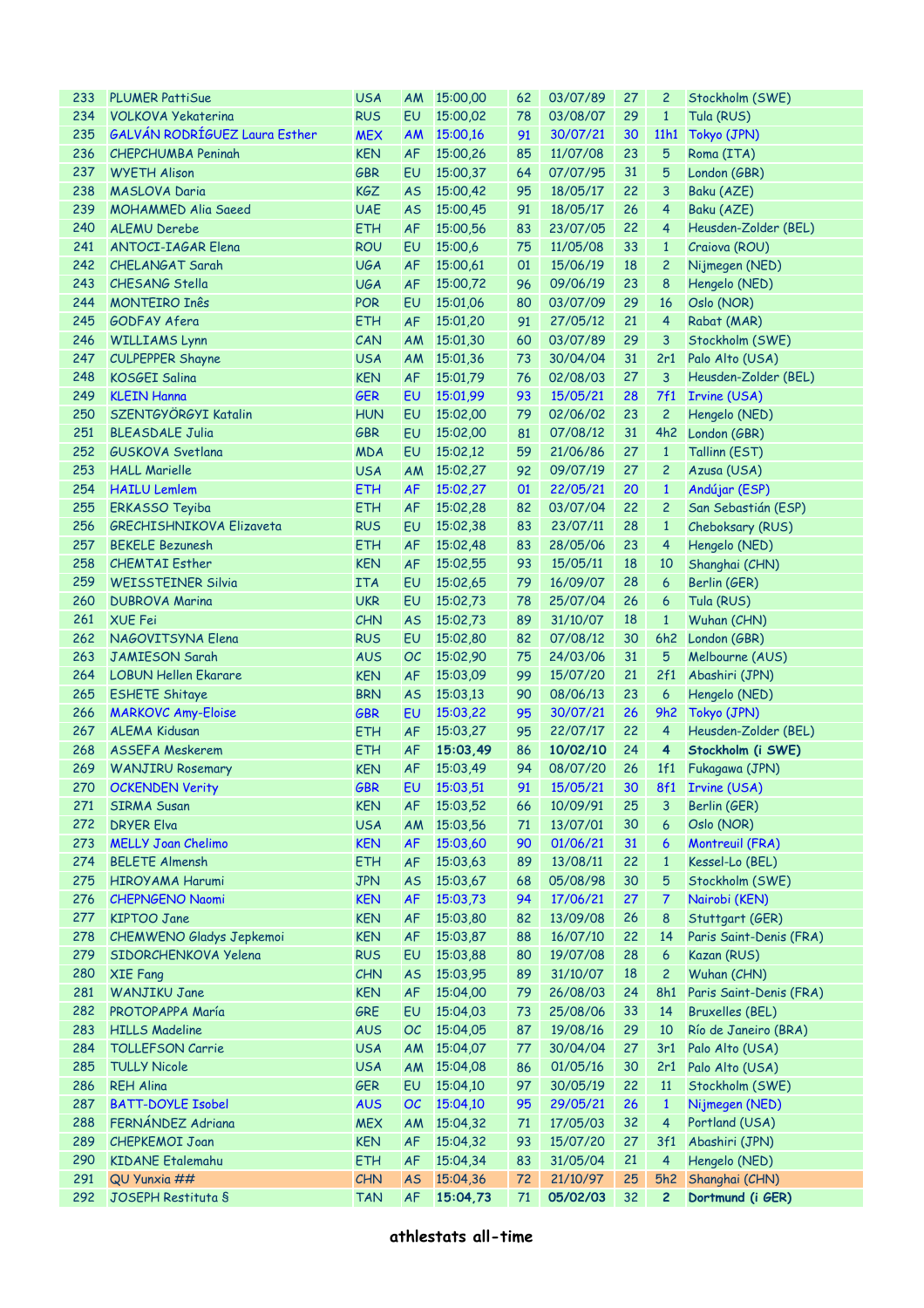| | | | | | | | | | |
|---|---|---|---|---|---|---|---|---|---|
| 233 | PLUMER PattiSue | USA | AM | 15:00,00 | 62 | 03/07/89 | 27 | 2 | Stockholm (SWE) |
| 234 | VOLKOVA Yekaterina | RUS | EU | 15:00,02 | 78 | 03/08/07 | 29 | 1 | Tula (RUS) |
| 235 | GALVÁN RODRÍGUEZ Laura Esther | MEX | AM | 15:00,16 | 91 | 30/07/21 | 30 | 11h1 | Tokyo (JPN) |
| 236 | CHEPCHUMBA Peninah | KEN | AF | 15:00,26 | 85 | 11/07/08 | 23 | 5 | Roma (ITA) |
| 237 | WYETH Alison | GBR | EU | 15:00,37 | 64 | 07/07/95 | 31 | 5 | London (GBR) |
| 238 | MASLOVA Daria | KGZ | AS | 15:00,42 | 95 | 18/05/17 | 22 | 3 | Baku (AZE) |
| 239 | MOHAMMED Alia Saeed | UAE | AS | 15:00,45 | 91 | 18/05/17 | 26 | 4 | Baku (AZE) |
| 240 | ALEMU Derebe | ETH | AF | 15:00,56 | 83 | 23/07/05 | 22 | 4 | Heusden-Zolder (BEL) |
| 241 | ANTOCI-IAGAR Elena | ROU | EU | 15:00,6 | 75 | 11/05/08 | 33 | 1 | Craiova (ROU) |
| 242 | CHELANGAT Sarah | UGA | AF | 15:00,61 | 01 | 15/06/19 | 18 | 2 | Nijmegen (NED) |
| 243 | CHESANG Stella | UGA | AF | 15:00,72 | 96 | 09/06/19 | 23 | 8 | Hengelo (NED) |
| 244 | MONTEIRO Inês | POR | EU | 15:01,06 | 80 | 03/07/09 | 29 | 16 | Oslo (NOR) |
| 245 | GODFAY Afera | ETH | AF | 15:01,20 | 91 | 27/05/12 | 21 | 4 | Rabat (MAR) |
| 246 | WILLIAMS Lynn | CAN | AM | 15:01,30 | 60 | 03/07/89 | 29 | 3 | Stockholm (SWE) |
| 247 | CULPEPPER Shayne | USA | AM | 15:01,36 | 73 | 30/04/04 | 31 | 2r1 | Palo Alto (USA) |
| 248 | KOSGEI Salina | KEN | AF | 15:01,79 | 76 | 02/08/03 | 27 | 3 | Heusden-Zolder (BEL) |
| 249 | KLEIN Hanna | GER | EU | 15:01,99 | 93 | 15/05/21 | 28 | 7f1 | Irvine (USA) |
| 250 | SZENTGYÖRGYI Katalin | HUN | EU | 15:02,00 | 79 | 02/06/02 | 23 | 2 | Hengelo (NED) |
| 251 | BLEASDALE Julia | GBR | EU | 15:02,00 | 81 | 07/08/12 | 31 | 4h2 | London (GBR) |
| 252 | GUSKOVA Svetlana | MDA | EU | 15:02,12 | 59 | 21/06/86 | 27 | 1 | Tallinn (EST) |
| 253 | HALL Marielle | USA | AM | 15:02,27 | 92 | 09/07/19 | 27 | 2 | Azusa (USA) |
| 254 | HAILU Lemlem | ETH | AF | 15:02,27 | 01 | 22/05/21 | 20 | 1 | Andújar (ESP) |
| 255 | ERKASSO Teyiba | ETH | AF | 15:02,28 | 82 | 03/07/04 | 22 | 2 | San Sebastián (ESP) |
| 256 | GRECHISHNIKOVA Elizaveta | RUS | EU | 15:02,38 | 83 | 23/07/11 | 28 | 1 | Cheboksary (RUS) |
| 257 | BEKELE Bezunesh | ETH | AF | 15:02,48 | 83 | 28/05/06 | 23 | 4 | Hengelo (NED) |
| 258 | CHEMTAI Esther | KEN | AF | 15:02,55 | 93 | 15/05/11 | 18 | 10 | Shanghai (CHN) |
| 259 | WEISSTEINER Silvia | ITA | EU | 15:02,65 | 79 | 16/09/07 | 28 | 6 | Berlin (GER) |
| 260 | DUBROVA Marina | UKR | EU | 15:02,73 | 78 | 25/07/04 | 26 | 6 | Tula (RUS) |
| 261 | XUE Fei | CHN | AS | 15:02,73 | 89 | 31/10/07 | 18 | 1 | Wuhan (CHN) |
| 262 | NAGOVITSYNA Elena | RUS | EU | 15:02,80 | 82 | 07/08/12 | 30 | 6h2 | London (GBR) |
| 263 | JAMIESON Sarah | AUS | OC | 15:02,90 | 75 | 24/03/06 | 31 | 5 | Melbourne (AUS) |
| 264 | LOBUN Hellen Ekarare | KEN | AF | 15:03,09 | 99 | 15/07/20 | 21 | 2f1 | Abashiri (JPN) |
| 265 | ESHETE Shitaye | BRN | AS | 15:03,13 | 90 | 08/06/13 | 23 | 6 | Hengelo (NED) |
| 266 | MARKOVC Amy-Eloise | GBR | EU | 15:03,22 | 95 | 30/07/21 | 26 | 9h2 | Tokyo (JPN) |
| 267 | ALEMA Kidusan | ETH | AF | 15:03,27 | 95 | 22/07/17 | 22 | 4 | Heusden-Zolder (BEL) |
| 268 | ASSEFA Meskerem | ETH | AF | **15:03,49** | 86 | **10/02/10** | 24 | **4** | **Stockholm (i SWE)** |
| 269 | WANJIRU Rosemary | KEN | AF | 15:03,49 | 94 | 08/07/20 | 26 | 1f1 | Fukagawa (JPN) |
| 270 | OCKENDEN Verity | GBR | EU | 15:03,51 | 91 | 15/05/21 | 30 | 8f1 | Irvine (USA) |
| 271 | SIRMA Susan | KEN | AF | 15:03,52 | 66 | 10/09/91 | 25 | 3 | Berlin (GER) |
| 272 | DRYER Elva | USA | AM | 15:03,56 | 71 | 13/07/01 | 30 | 6 | Oslo (NOR) |
| 273 | MELLY Joan Chelimo | KEN | AF | 15:03,60 | 90 | 01/06/21 | 31 | 6 | Montreuil (FRA) |
| 274 | BELETE Almensh | ETH | AF | 15:03,63 | 89 | 13/08/11 | 22 | 1 | Kessel-Lo (BEL) |
| 275 | HIROYAMA Harumi | JPN | AS | 15:03,67 | 68 | 05/08/98 | 30 | 5 | Stockholm (SWE) |
| 276 | CHEPNGENO Naomi | KEN | AF | 15:03,73 | 94 | 17/06/21 | 27 | 7 | Nairobi (KEN) |
| 277 | KIPTOO Jane | KEN | AF | 15:03,80 | 82 | 13/09/08 | 26 | 8 | Stuttgart (GER) |
| 278 | CHEMWENO Gladys Jepkemoi | KEN | AF | 15:03,87 | 88 | 16/07/10 | 22 | 14 | Paris Saint-Denis (FRA) |
| 279 | SIDORCHENKOVA Yelena | RUS | EU | 15:03,88 | 80 | 19/07/08 | 28 | 6 | Kazan (RUS) |
| 280 | XIE Fang | CHN | AS | 15:03,95 | 89 | 31/10/07 | 18 | 2 | Wuhan (CHN) |
| 281 | WANJIKU Jane | KEN | AF | 15:04,00 | 79 | 26/08/03 | 24 | 8h1 | Paris Saint-Denis (FRA) |
| 282 | PROTOPAPPA María | GRE | EU | 15:04,03 | 73 | 25/08/06 | 33 | 14 | Bruxelles (BEL) |
| 283 | HILLS Madeline | AUS | OC | 15:04,05 | 87 | 19/08/16 | 29 | 10 | Río de Janeiro (BRA) |
| 284 | TOLLEFSON Carrie | USA | AM | 15:04,07 | 77 | 30/04/04 | 27 | 3r1 | Palo Alto (USA) |
| 285 | TULLY Nicole | USA | AM | 15:04,08 | 86 | 01/05/16 | 30 | 2r1 | Palo Alto (USA) |
| 286 | REH Alina | GER | EU | 15:04,10 | 97 | 30/05/19 | 22 | 11 | Stockholm (SWE) |
| 287 | BATT-DOYLE Isobel | AUS | OC | 15:04,10 | 95 | 29/05/21 | 26 | 1 | Nijmegen (NED) |
| 288 | FERNÁNDEZ Adriana | MEX | AM | 15:04,32 | 71 | 17/05/03 | 32 | 4 | Portland (USA) |
| 289 | CHEPKEMOI Joan | KEN | AF | 15:04,32 | 93 | 15/07/20 | 27 | 3f1 | Abashiri (JPN) |
| 290 | KIDANE Etalemahu | ETH | AF | 15:04,34 | 83 | 31/05/04 | 21 | 4 | Hengelo (NED) |
| 291 | QU Yunxia ## | CHN | AS | 15:04,36 | 72 | 21/10/97 | 25 | 5h2 | Shanghai (CHN) |
| 292 | JOSEPH Restituta § | TAN | AF | **15:04,73** | 71 | **05/02/03** | 32 | **2** | **Dortmund (i GER)** |

athlestats all-time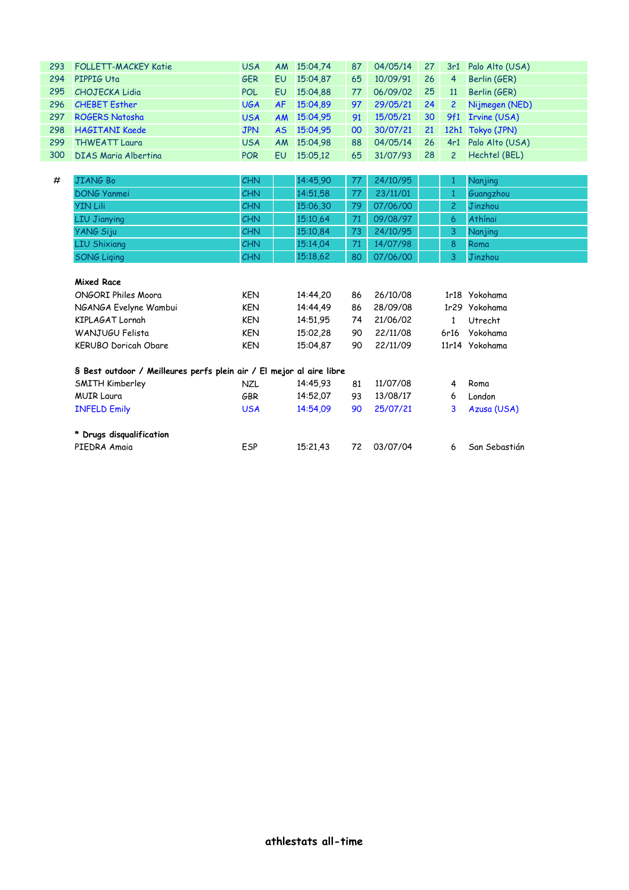| | | | | | | | | | |
|---|---|---|---|---|---|---|---|---|---|
| 293 | FOLLETT-MACKEY Katie | USA | AM | 15:04,74 | 87 | 04/05/14 | 27 | 3r1 | Palo Alto (USA) |
| 294 | PIPPIG Uta | GER | EU | 15:04,87 | 65 | 10/09/91 | 26 | 4 | Berlin (GER) |
| 295 | CHOJECKA Lidia | POL | EU | 15:04,88 | 77 | 06/09/02 | 25 | 11 | Berlin (GER) |
| 296 | CHEBET Esther | UGA | AF | 15:04,89 | 97 | 29/05/21 | 24 | 2 | Nijmegen (NED) |
| 297 | ROGERS Natosha | USA | AM | 15:04,95 | 91 | 15/05/21 | 30 | 9f1 | Irvine (USA) |
| 298 | HAGITANI Kaede | JPN | AS | 15:04,95 | 00 | 30/07/21 | 21 | 12h1 | Tokyo (JPN) |
| 299 | THWEATT Laura | USA | AM | 15:04,98 | 88 | 04/05/14 | 26 | 4r1 | Palo Alto (USA) |
| 300 | DIAS Maria Albertina | POR | EU | 15:05,12 | 65 | 31/07/93 | 28 | 2 | Hechtel (BEL) |

| # | | | | | | | | | |
|---|---|---|---|---|---|---|---|---|---|
| | JIANG Bo | CHN | | 14:45,90 | 77 | 24/10/95 | | 1 | Nanjing |
| | DONG Yanmei | CHN | | 14:51,58 | 77 | 23/11/01 | | 1 | Guangzhou |
| | YIN Lili | CHN | | 15:06,30 | 79 | 07/06/00 | | 2 | Jinzhou |
| | LIU Jianying | CHN | | 15:10,64 | 71 | 09/08/97 | | 6 | Athínai |
| | YANG Siju | CHN | | 15:10,84 | 73 | 24/10/95 | | 3 | Nanjing |
| | LIU Shixiang | CHN | | 15:14,04 | 71 | 14/07/98 | | 8 | Roma |
| | SONG Liqing | CHN | | 15:18,62 | 80 | 07/06/00 | | 3 | Jinzhou |

**Mixed Race**

| | | | | | | |
|---|---|---|---|---|---|---|
| ONGORI Philes Moora | KEN | 14:44,20 | 86 | 26/10/08 | 1r18 | Yokohama |
| NGANGA Evelyne Wambui | KEN | 14:44,49 | 86 | 28/09/08 | 1r29 | Yokohama |
| KIPLAGAT Lornah | KEN | 14:51,95 | 74 | 21/06/02 | 1 | Utrecht |
| WANJUGU Felista | KEN | 15:02,28 | 90 | 22/11/08 | 6r16 | Yokohama |
| KERUBO Doricah Obare | KEN | 15:04,87 | 90 | 22/11/09 | 11r14 | Yokohama |

**§ Best outdoor / Meilleures perfs plein air / El mejor al aire libre**

| | | | | | | |
|---|---|---|---|---|---|---|
| SMITH Kimberley | NZL | 14:45,93 | 81 | 11/07/08 | 4 | Roma |
| MUIR Laura | GBR | 14:52,07 | 93 | 13/08/17 | 6 | London |
| INFELD Emily | USA | 14:54,09 | 90 | 25/07/21 | 3 | Azusa (USA) |

**\* Drugs disqualification**

| | | | | | | |
|---|---|---|---|---|---|---|
| PIEDRA Amaia | ESP | 15:21,43 | 72 | 03/07/04 | 6 | San Sebastián |